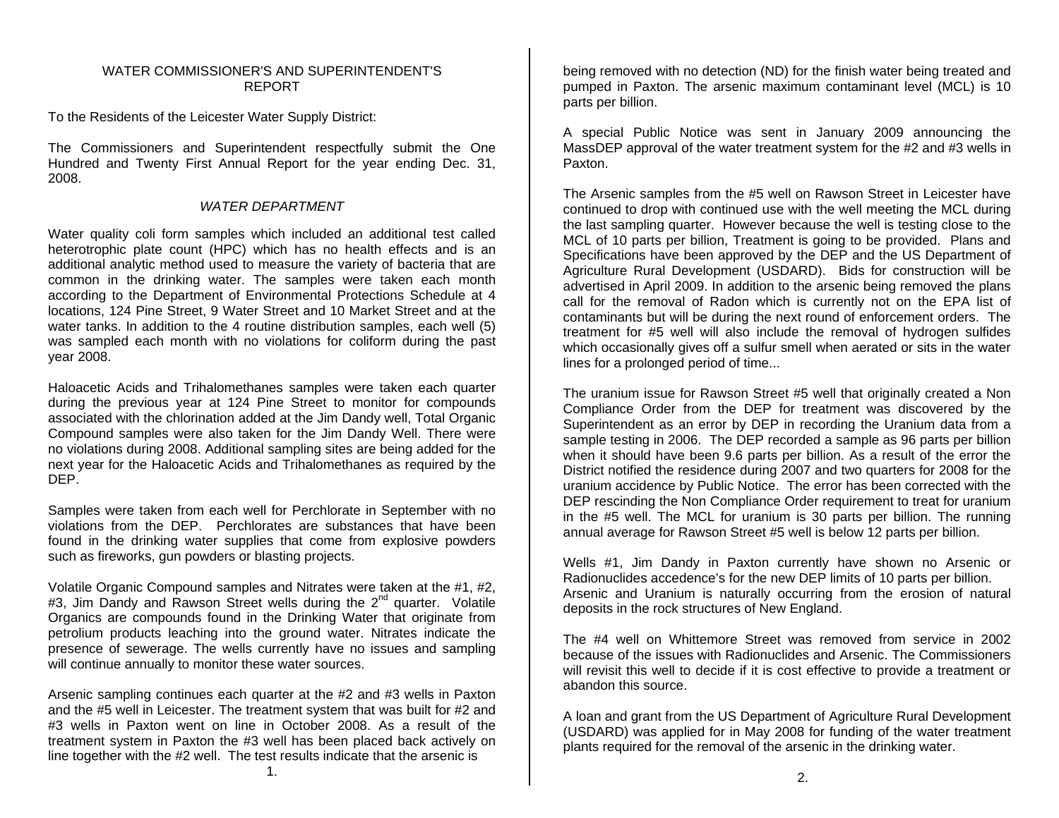# WATER COMMISSIONER'S AND SUPERINTENDENT'S REPORT

To the Residents of the Leicester Water Supply District:

The Commissioners and Superintendent respectfully submit the One Hundred and Twenty First Annual Report for the year ending Dec. 31, 2008.

## *WATER DEPARTMENT*

Water quality coli form samples which included an additional test called heterotrophic plate count (HPC) which has no health effects and is an additional analytic method used to measure the variety of bacteria that are common in the drinking water. The samples were taken each month according to the Department of Environmental Protections Schedule at 4 locations, 124 Pine Street, 9 Water Street and 10 Market Street and at the water tanks. In addition to the 4 routine distribution samples, each well (5) was sampled each month with no violations for coliform during the past year 2008.

Haloacetic Acids and Trihalomethanes samples were taken each quarter during the previous year at 124 Pine Street to monitor for compounds associated with the chlorination added at the Jim Dandy well, Total Organic Compound samples were also taken for the Jim Dandy Well. There were no violations during 2008. Additional sampling sites are being added for the next year for the Haloacetic Acids and Trihalomethanes as required by the DEP.

Samples were taken from each well for Perchlorate in September with no violations from the DEP. Perchlorates are substances that have been found in the drinking water supplies that come from explosive powders such as fireworks, gun powders or blasting projects.

Volatile Organic Compound samples and Nitrates were taken at the #1, #2, #3, Jim Dandy and Rawson Street wells during the 2nd quarter. Volatile Organics are compounds found in the Drinking Water that originate from petrolium products leaching into the ground water. Nitrates indicate the presence of sewerage. The wells currently have no issues and sampling will continue annually to monitor these water sources.

Arsenic sampling continues each quarter at the #2 and #3 wells in Paxton and the #5 well in Leicester. The treatment system that was built for #2 and #3 wells in Paxton went on line in October 2008. As a result of the treatment system in Paxton the #3 well has been placed back actively on line together with the #2 well. The test results indicate that the arsenic is being removed with no detection (ND) for the finish water being treated and pumped in Paxton. The arsenic maximum contaminant level (MCL) is 10 parts per billion.

A special Public Notice was sent in January 2009 announcing the MassDEP approval of the water treatment system for the #2 and #3 wells in Paxton.

The Arsenic samples from the #5 well on Rawson Street in Leicester have continued to drop with continued use with the well meeting the MCL during the last sampling quarter. However because the well is testing close to the MCL of 10 parts per billion, Treatment is going to be provided. Plans and Specifications have been approved by the DEP and the US Department of Agriculture Rural Development (USDARD). Bids for construction will be advertised in April 2009. In addition to the arsenic being removed the plans call for the removal of Radon which is currently not on the EPA list of contaminants but will be during the next round of enforcement orders. The treatment for #5 well will also include the removal of hydrogen sulfides which occasionally gives off a sulfur smell when aerated or sits in the water lines for a prolonged period of time...

The uranium issue for Rawson Street #5 well that originally created a Non Compliance Order from the DEP for treatment was discovered by the Superintendent as an error by DEP in recording the Uranium data from a sample testing in 2006. The DEP recorded a sample as 96 parts per billion when it should have been 9.6 parts per billion. As a result of the error the District notified the residence during 2007 and two quarters for 2008 for the uranium accidence by Public Notice. The error has been corrected with the DEP rescinding the Non Compliance Order requirement to treat for uranium in the #5 well. The MCL for uranium is 30 parts per billion. The running annual average for Rawson Street #5 well is below 12 parts per billion.

Wells #1, Jim Dandy in Paxton currently have shown no Arsenic or Radionuclides accedence's for the new DEP limits of 10 parts per billion. Arsenic and Uranium is naturally occurring from the erosion of natural deposits in the rock structures of New England.

The #4 well on Whittemore Street was removed from service in 2002 because of the issues with Radionuclides and Arsenic. The Commissioners will revisit this well to decide if it is cost effective to provide a treatment or abandon this source.

A loan and grant from the US Department of Agriculture Rural Development (USDARD) was applied for in May 2008 for funding of the water treatment plants required for the removal of the arsenic in the drinking water.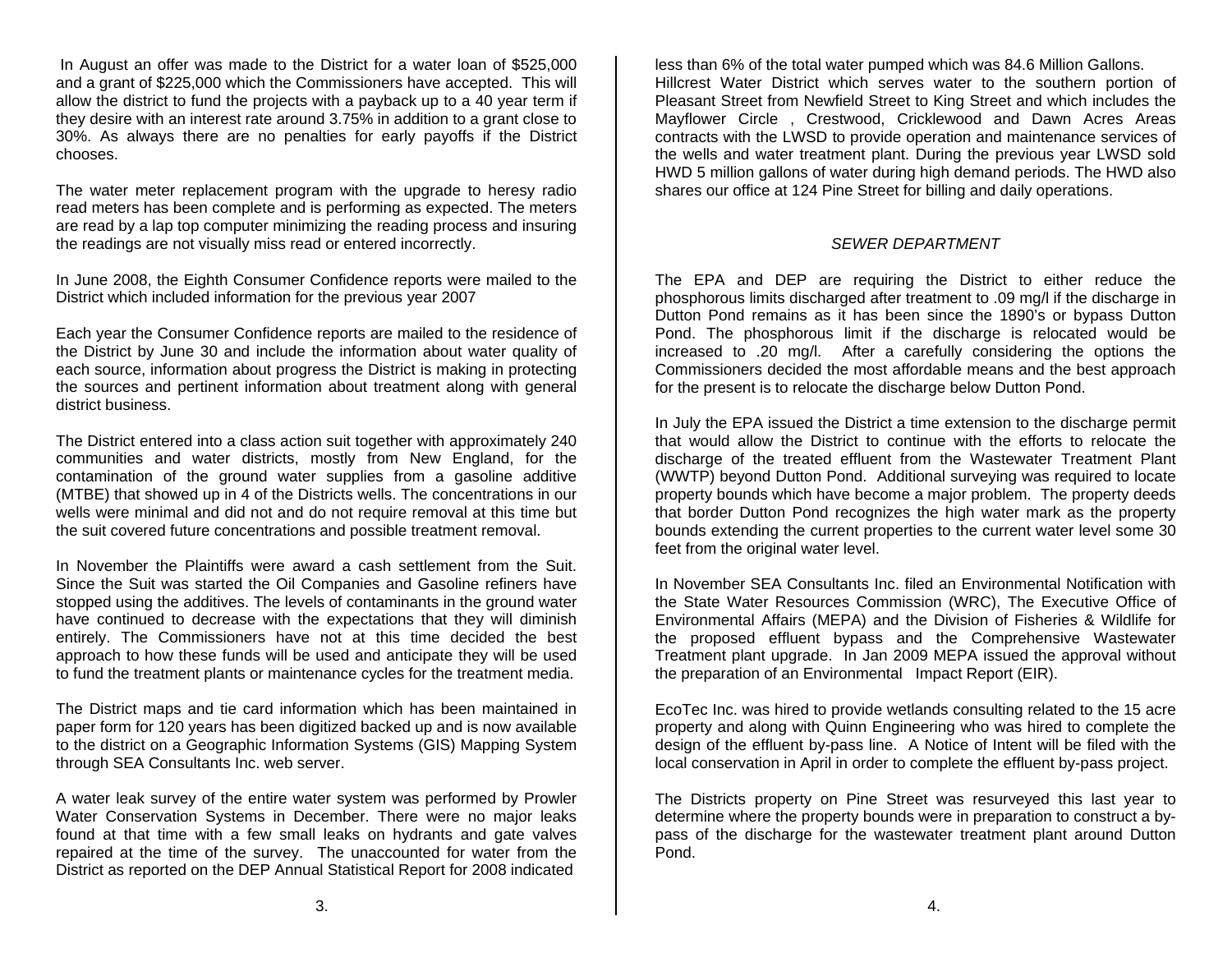In August an offer was made to the District for a water loan of $525,000 and a grant of $225,000 which the Commissioners have accepted. This will allow the district to fund the projects with a payback up to a 40 year term if they desire with an interest rate around 3.75% in addition to a grant close to 30%. As always there are no penalties for early payoffs if the District chooses.

The water meter replacement program with the upgrade to heresy radio read meters has been complete and is performing as expected. The meters are read by a lap top computer minimizing the reading process and insuring the readings are not visually miss read or entered incorrectly.

In June 2008, the Eighth Consumer Confidence reports were mailed to the District which included information for the previous year 2007

Each year the Consumer Confidence reports are mailed to the residence of the District by June 30 and include the information about water quality of each source, information about progress the District is making in protecting the sources and pertinent information about treatment along with general district business.

The District entered into a class action suit together with approximately 240 communities and water districts, mostly from New England, for the contamination of the ground water supplies from a gasoline additive (MTBE) that showed up in 4 of the Districts wells. The concentrations in our wells were minimal and did not and do not require removal at this time but the suit covered future concentrations and possible treatment removal.

In November the Plaintiffs were award a cash settlement from the Suit. Since the Suit was started the Oil Companies and Gasoline refiners have stopped using the additives. The levels of contaminants in the ground water have continued to decrease with the expectations that they will diminish entirely. The Commissioners have not at this time decided the best approach to how these funds will be used and anticipate they will be used to fund the treatment plants or maintenance cycles for the treatment media.

The District maps and tie card information which has been maintained in paper form for 120 years has been digitized backed up and is now available to the district on a Geographic Information Systems (GIS) Mapping System through SEA Consultants Inc. web server.

A water leak survey of the entire water system was performed by Prowler Water Conservation Systems in December. There were no major leaks found at that time with a few small leaks on hydrants and gate valves repaired at the time of the survey. The unaccounted for water from the District as reported on the DEP Annual Statistical Report for 2008 indicated less than 6% of the total water pumped which was 84.6 Million Gallons.

Hillcrest Water District which serves water to the southern portion of Pleasant Street from Newfield Street to King Street and which includes the Mayflower Circle , Crestwood, Cricklewood and Dawn Acres Areas contracts with the LWSD to provide operation and maintenance services of the wells and water treatment plant. During the previous year LWSD sold HWD 5 million gallons of water during high demand periods. The HWD also shares our office at 124 Pine Street for billing and daily operations.

## *SEWER DEPARTMENT*

The EPA and DEP are requiring the District to either reduce the phosphorous limits discharged after treatment to .09 mg/l if the discharge in Dutton Pond remains as it has been since the 1890's or bypass Dutton Pond. The phosphorous limit if the discharge is relocated would be increased to .20 mg/l. After a carefully considering the options the Commissioners decided the most affordable means and the best approach for the present is to relocate the discharge below Dutton Pond.

In July the EPA issued the District a time extension to the discharge permit that would allow the District to continue with the efforts to relocate the discharge of the treated effluent from the Wastewater Treatment Plant (WWTP) beyond Dutton Pond. Additional surveying was required to locate property bounds which have become a major problem. The property deeds that border Dutton Pond recognizes the high water mark as the property bounds extending the current properties to the current water level some 30 feet from the original water level.

In November SEA Consultants Inc. filed an Environmental Notification with the State Water Resources Commission (WRC), The Executive Office of Environmental Affairs (MEPA) and the Division of Fisheries & Wildlife for the proposed effluent bypass and the Comprehensive Wastewater Treatment plant upgrade. In Jan 2009 MEPA issued the approval without the preparation of an Environmental Impact Report (EIR).

EcoTec Inc. was hired to provide wetlands consulting related to the 15 acre property and along with Quinn Engineering who was hired to complete the design of the effluent by-pass line. A Notice of Intent will be filed with the local conservation in April in order to complete the effluent by-pass project.

The Districts property on Pine Street was resurveyed this last year to determine where the property bounds were in preparation to construct a by-pass of the discharge for the wastewater treatment plant around Dutton Pond.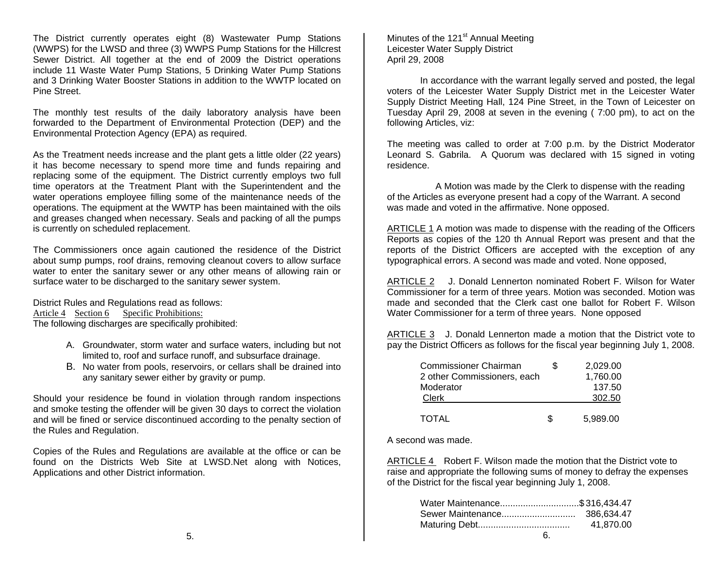The District currently operates eight (8) Wastewater Pump Stations (WWPS) for the LWSD and three (3) WWPS Pump Stations for the Hillcrest Sewer District. All together at the end of 2009 the District operations include 11 Waste Water Pump Stations, 5 Drinking Water Pump Stations and 3 Drinking Water Booster Stations in addition to the WWTP located on Pine Street.

The monthly test results of the daily laboratory analysis have been forwarded to the Department of Environmental Protection (DEP) and the Environmental Protection Agency (EPA) as required.

As the Treatment needs increase and the plant gets a little older (22 years) it has become necessary to spend more time and funds repairing and replacing some of the equipment. The District currently employs two full time operators at the Treatment Plant with the Superintendent and the water operations employee filling some of the maintenance needs of the operations. The equipment at the WWTP has been maintained with the oils and greases changed when necessary. Seals and packing of all the pumps is currently on scheduled replacement.

The Commissioners once again cautioned the residence of the District about sump pumps, roof drains, removing cleanout covers to allow surface water to enter the sanitary sewer or any other means of allowing rain or surface water to be discharged to the sanitary sewer system.

District Rules and Regulations read as follows:

Article 4 Section 6 Specific Prohibitions:

The following discharges are specifically prohibited:

A. Groundwater, storm water and surface waters, including but not limited to, roof and surface runoff, and subsurface drainage.
B. No water from pools, reservoirs, or cellars shall be drained into any sanitary sewer either by gravity or pump.

Should your residence be found in violation through random inspections and smoke testing the offender will be given 30 days to correct the violation and will be fined or service discontinued according to the penalty section of the Rules and Regulation.

Copies of the Rules and Regulations are available at the office or can be found on the Districts Web Site at LWSD.Net along with Notices, Applications and other District information.

Minutes of the 121st Annual Meeting
Leicester Water Supply District
April 29, 2008

In accordance with the warrant legally served and posted, the legal voters of the Leicester Water Supply District met in the Leicester Water Supply District Meeting Hall, 124 Pine Street, in the Town of Leicester on Tuesday April 29, 2008 at seven in the evening ( 7:00 pm), to act on the following Articles, viz:

The meeting was called to order at 7:00 p.m. by the District Moderator Leonard S. Gabrila. A Quorum was declared with 15 signed in voting residence.

A Motion was made by the Clerk to dispense with the reading of the Articles as everyone present had a copy of the Warrant. A second was made and voted in the affirmative. None opposed.

ARTICLE 1 A motion was made to dispense with the reading of the Officers Reports as copies of the 120 th Annual Report was present and that the reports of the District Officers are accepted with the exception of any typographical errors. A second was made and voted. None opposed,

ARTICLE 2 J. Donald Lennerton nominated Robert F. Wilson for Water Commissioner for a term of three years. Motion was seconded. Motion was made and seconded that the Clerk cast one ballot for Robert F. Wilson Water Commissioner for a term of three years. None opposed

ARTICLE 3 J. Donald Lennerton made a motion that the District vote to pay the District Officers as follows for the fiscal year beginning July 1, 2008.

| | | |
|---|---|---|
| Commissioner Chairman | $ | 2,029.00 |
| 2 other Commissioners, each | | 1,760.00 |
| Moderator | | 137.50 |
| Clerk | | 302.50 |
| TOTAL | $ | 5,989.00 |

A second was made.

ARTICLE 4 Robert F. Wilson made the motion that the District vote to raise and appropriate the following sums of money to defray the expenses of the District for the fiscal year beginning July 1, 2008.

| | |
|---|---|
| Water Maintenance | $316,434.47 |
| Sewer Maintenance | 386,634.47 |
| Maturing Debt | 41,870.00 |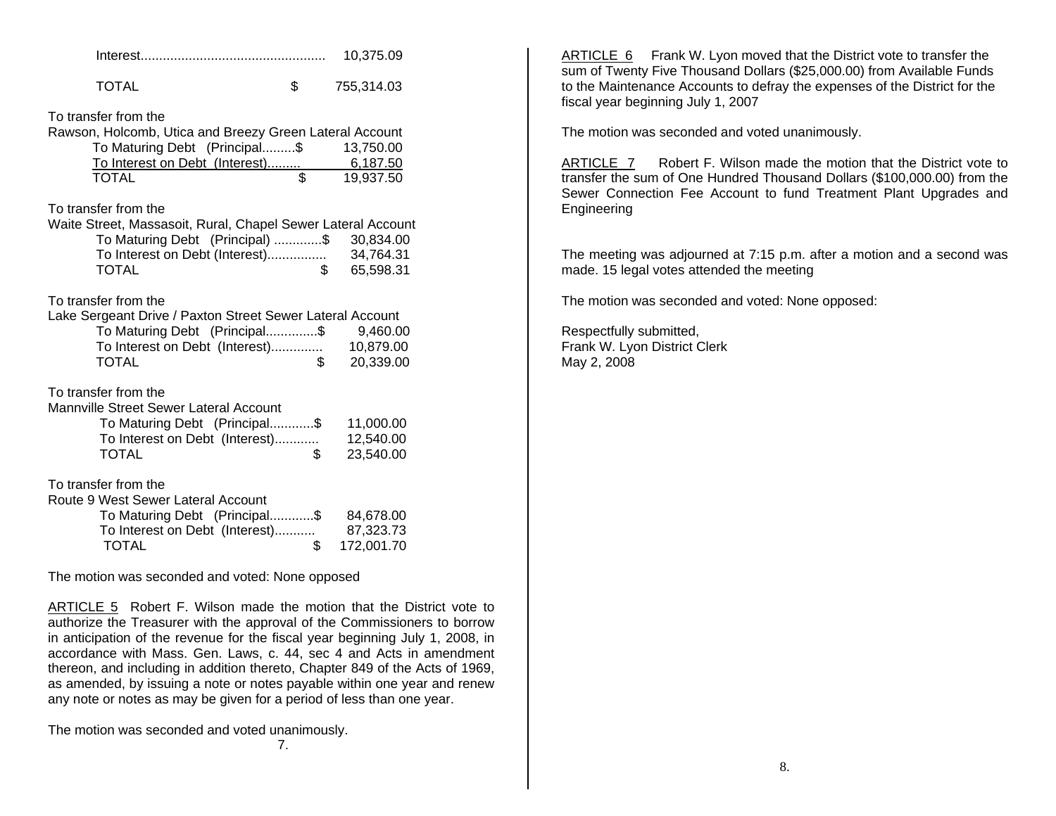Interest.................................................. 10,375.09

TOTAL $ 755,314.03

To transfer from the
Rawson, Holcomb, Utica and Breezy Green Lateral Account

| | | |
|---|---|---|
| To Maturing Debt (Principal.........$ | | 13,750.00 |
| To Interest on Debt (Interest)......... | | 6,187.50 |
| TOTAL | $ | 19,937.50 |

To transfer from the
Waite Street, Massasoit, Rural, Chapel Sewer Lateral Account

| | | |
|---|---|---|
| To Maturing Debt (Principal) .............$ | | 30,834.00 |
| To Interest on Debt (Interest)................ | | 34,764.31 |
| TOTAL | $ | 65,598.31 |

To transfer from the
Lake Sergeant Drive / Paxton Street Sewer Lateral Account

| | | |
|---|---|---|
| To Maturing Debt (Principal..............$ | | 9,460.00 |
| To Interest on Debt (Interest).............. | | 10,879.00 |
| TOTAL | $ | 20,339.00 |

To transfer from the
Mannville Street Sewer Lateral Account

| | | |
|---|---|---|
| To Maturing Debt (Principal............$ | | 11,000.00 |
| To Interest on Debt (Interest)............ | | 12,540.00 |
| TOTAL | $ | 23,540.00 |

To transfer from the
Route 9 West Sewer Lateral Account

| | | |
|---|---|---|
| To Maturing Debt (Principal............$ | | 84,678.00 |
| To Interest on Debt (Interest)........... | | 87,323.73 |
| TOTAL | $ | 172,001.70 |

The motion was seconded and voted: None opposed

ARTICLE 5 Robert F. Wilson made the motion that the District vote to authorize the Treasurer with the approval of the Commissioners to borrow in anticipation of the revenue for the fiscal year beginning July 1, 2008, in accordance with Mass. Gen. Laws, c. 44, sec 4 and Acts in amendment thereon, and including in addition thereto, Chapter 849 of the Acts of 1969, as amended, by issuing a note or notes payable within one year and renew any note or notes as may be given for a period of less than one year.

The motion was seconded and voted unanimously.

ARTICLE 6 Frank W. Lyon moved that the District vote to transfer the sum of Twenty Five Thousand Dollars ($25,000.00) from Available Funds to the Maintenance Accounts to defray the expenses of the District for the fiscal year beginning July 1, 2007

The motion was seconded and voted unanimously.

ARTICLE 7 Robert F. Wilson made the motion that the District vote to transfer the sum of One Hundred Thousand Dollars ($100,000.00) from the Sewer Connection Fee Account to fund Treatment Plant Upgrades and Engineering

The meeting was adjourned at 7:15 p.m. after a motion and a second was made. 15 legal votes attended the meeting

The motion was seconded and voted: None opposed:

Respectfully submitted,
Frank W. Lyon District Clerk
May 2, 2008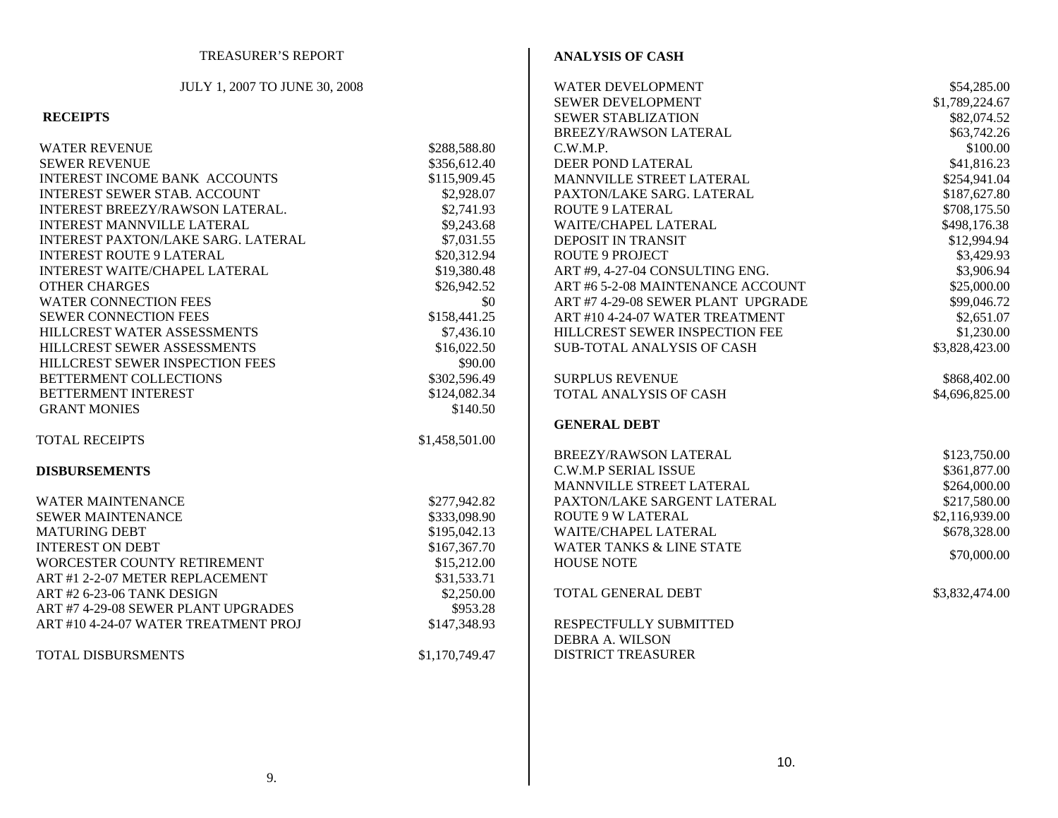# TREASURER'S REPORT

JULY 1, 2007 TO JUNE 30, 2008

## RECEIPTS

| | |
|---|---|
| WATER REVENUE | $288,588.80 |
| SEWER REVENUE | $356,612.40 |
| INTEREST INCOME BANK ACCOUNTS | $115,909.45 |
| INTEREST SEWER STAB. ACCOUNT | $2,928.07 |
| INTEREST BREEZY/RAWSON LATERAL. | $2,741.93 |
| INTEREST MANNVILLE LATERAL | $9,243.68 |
| INTEREST PAXTON/LAKE SARG. LATERAL | $7,031.55 |
| INTEREST ROUTE 9 LATERAL | $20,312.94 |
| INTEREST WAITE/CHAPEL LATERAL | $19,380.48 |
| OTHER CHARGES | $26,942.52 |
| WATER CONNECTION FEES | $0 |
| SEWER CONNECTION FEES | $158,441.25 |
| HILLCREST WATER ASSESSMENTS | $7,436.10 |
| HILLCREST SEWER ASSESSMENTS | $16,022.50 |
| HILLCREST SEWER INSPECTION FEES | $90.00 |
| BETTERMENT COLLECTIONS | $302,596.49 |
| BETTERMENT INTEREST | $124,082.34 |
| GRANT MONIES | $140.50 |
| TOTAL RECEIPTS | $1,458,501.00 |

## DISBURSEMENTS

| | |
|---|---|
| WATER MAINTENANCE | $277,942.82 |
| SEWER MAINTENANCE | $333,098.90 |
| MATURING DEBT | $195,042.13 |
| INTEREST ON DEBT | $167,367.70 |
| WORCESTER COUNTY RETIREMENT | $15,212.00 |
| ART #1 2-2-07 METER REPLACEMENT | $31,533.71 |
| ART #2 6-23-06 TANK DESIGN | $2,250.00 |
| ART #7 4-29-08 SEWER PLANT UPGRADES | $953.28 |
| ART #10 4-24-07 WATER TREATMENT PROJ | $147,348.93 |
| TOTAL DISBURSMENTS | $1,170,749.47 |

## ANALYSIS OF CASH

| | |
|---|---|
| WATER DEVELOPMENT | $54,285.00 |
| SEWER DEVELOPMENT | $1,789,224.67 |
| SEWER STABLIZATION | $82,074.52 |
| BREEZY/RAWSON LATERAL | $63,742.26 |
| C.W.M.P. | $100.00 |
| DEER POND LATERAL | $41,816.23 |
| MANNVILLE STREET LATERAL | $254,941.04 |
| PAXTON/LAKE SARG. LATERAL | $187,627.80 |
| ROUTE 9 LATERAL | $708,175.50 |
| WAITE/CHAPEL LATERAL | $498,176.38 |
| DEPOSIT IN TRANSIT | $12,994.94 |
| ROUTE 9 PROJECT | $3,429.93 |
| ART #9, 4-27-04 CONSULTING ENG. | $3,906.94 |
| ART #6 5-2-08 MAINTENANCE ACCOUNT | $25,000.00 |
| ART #7 4-29-08 SEWER PLANT UPGRADE | $99,046.72 |
| ART #10 4-24-07 WATER TREATMENT | $2,651.07 |
| HILLCREST SEWER INSPECTION FEE | $1,230.00 |
| SUB-TOTAL ANALYSIS OF CASH | $3,828,423.00 |
| SURPLUS REVENUE | $868,402.00 |
| TOTAL ANALYSIS OF CASH | $4,696,825.00 |

## GENERAL DEBT

| | |
|---|---|
| BREEZY/RAWSON LATERAL | $123,750.00 |
| C.W.M.P SERIAL ISSUE | $361,877.00 |
| MANNVILLE STREET LATERAL | $264,000.00 |
| PAXTON/LAKE SARGENT LATERAL | $217,580.00 |
| ROUTE 9 W LATERAL | $2,116,939.00 |
| WAITE/CHAPEL LATERAL | $678,328.00 |
| WATER TANKS & LINE STATE HOUSE NOTE | $70,000.00 |
| TOTAL GENERAL DEBT | $3,832,474.00 |

RESPECTFULLY SUBMITTED
DEBRA A. WILSON
DISTRICT TREASURER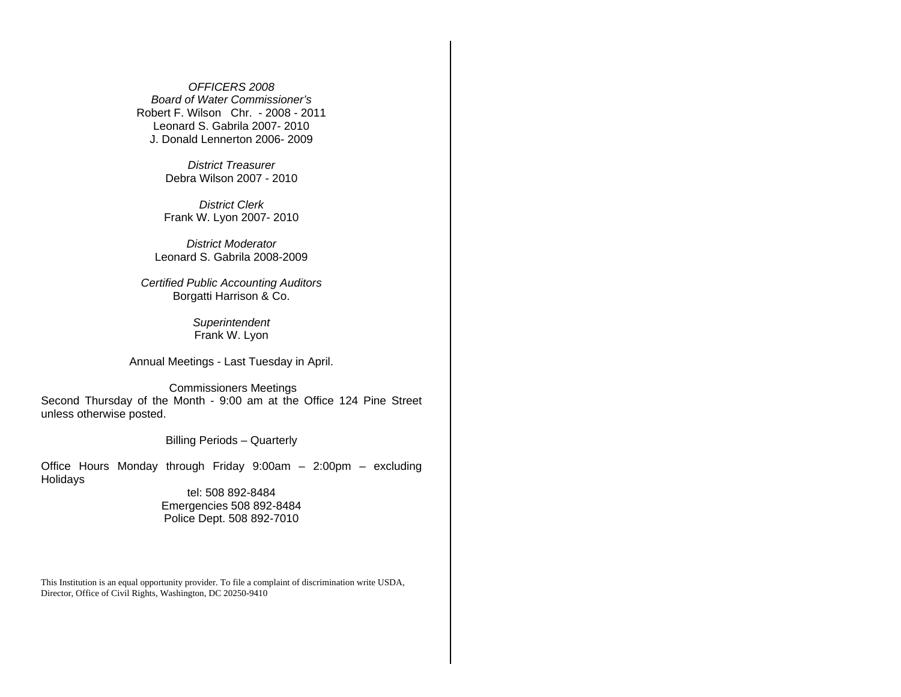*OFFICERS 2008*

*Board of Water Commissioner's*

Robert F. Wilson Chr. - 2008 - 2011

Leonard S. Gabrila 2007- 2010

J. Donald Lennerton 2006- 2009

*District Treasurer*

Debra Wilson 2007 - 2010

*District Clerk*

Frank W. Lyon 2007- 2010

*District Moderator*

Leonard S. Gabrila 2008-2009

*Certified Public Accounting Auditors*

Borgatti Harrison & Co.

*Superintendent*

Frank W. Lyon

Annual Meetings - Last Tuesday in April.

Commissioners Meetings

Second Thursday of the Month - 9:00 am at the Office 124 Pine Street unless otherwise posted.

Billing Periods – Quarterly

Office Hours Monday through Friday 9:00am – 2:00pm – excluding Holidays

tel: 508 892-8484

Emergencies 508 892-8484

Police Dept. 508 892-7010

This Institution is an equal opportunity provider. To file a complaint of discrimination write USDA, Director, Office of Civil Rights, Washington, DC 20250-9410